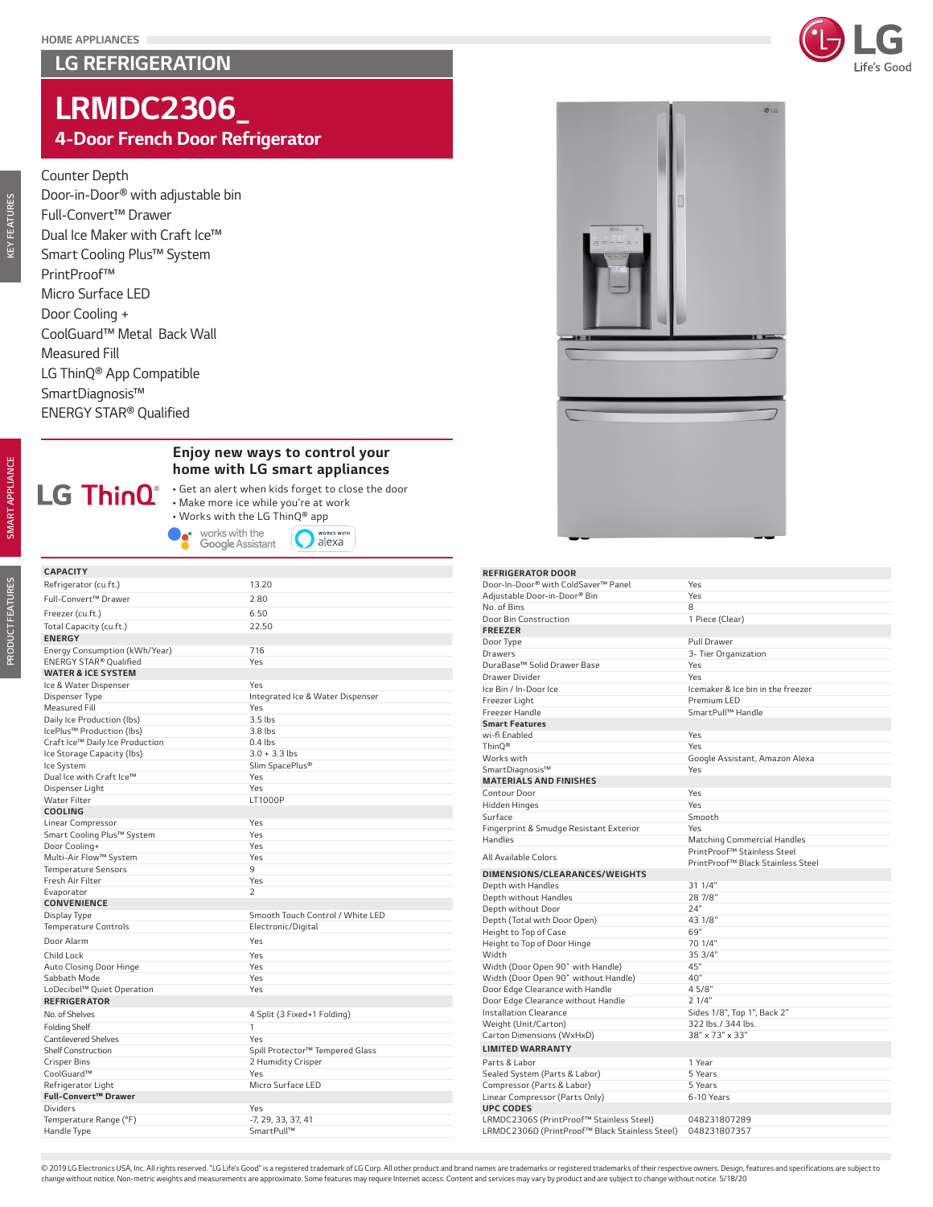HOME APPLIANCES

## LG REFRIGERATION

# LRMDC2306_

## 4-Door French Door Refrigerator

**KEY FEATURES**

- Counter Depth
- Door-in-Door® with adjustable bin
- Full-Convert™ Drawer
- Dual Ice Maker with Craft Ice™
- Smart Cooling Plus™ System
- PrintProof™
- Micro Surface LED
- Door Cooling +
- CoolGuard™ Metal Back Wall
- Measured Fill
- LG ThinQ® App Compatible
- SmartDiagnosis™
- ENERGY STAR® Qualified

**SMART APPLIANCE**

LG ThinQ®

### Enjoy new ways to control your home with LG smart appliances

- Get an alert when kids forget to close the door
- Make more ice while you're at work
- Works with the LG ThinQ® app

works with the Google Assistant | WORKS WITH alexa

**PRODUCT FEATURES**

| CAPACITY | |
|---|---|
| Refrigerator (cu.ft.) | 13.20 |
| Full-Convert™ Drawer | 2.80 |
| Freezer (cu.ft.) | 6.50 |
| Total Capacity (cu.ft.) | 22.50 |
| **ENERGY** | |
| Energy Consumption (kWh/Year) | 716 |
| ENERGY STAR® Qualified | Yes |
| **WATER & ICE SYSTEM** | |
| Ice & Water Dispenser | Yes |
| Dispenser Type | Integrated Ice & Water Dispenser |
| Measured Fill | Yes |
| Daily Ice Production (lbs) | 3.5 lbs |
| IcePlus™ Production (lbs) | 3.8 lbs |
| Craft Ice™ Daily Ice Production | 0.4 lbs |
| Ice Storage Capacity (lbs) | 3.0 + 3.3 lbs |
| Ice System | Slim SpacePlus® |
| Dual Ice with Craft Ice™ | Yes |
| Dispenser Light | Yes |
| Water Filter | LT1000P |
| **COOLING** | |
| Linear Compressor | Yes |
| Smart Cooling Plus™ System | Yes |
| Door Cooling+ | Yes |
| Multi-Air Flow™ System | Yes |
| Temperature Sensors | 9 |
| Fresh Air Filter | Yes |
| Evaporator | 2 |
| **CONVENIENCE** | |
| Display Type | Smooth Touch Control / White LED |
| Temperature Controls | Electronic/Digital |
| Door Alarm | Yes |
| Child Lock | Yes |
| Auto Closing Door Hinge | Yes |
| Sabbath Mode | Yes |
| LoDecibel™ Quiet Operation | Yes |
| **REFRIGERATOR** | |
| No. of Shelves | 4 Split (3 Fixed+1 Folding) |
| Folding Shelf | 1 |
| Cantilevered Shelves | Yes |
| Shelf Construction | Spill Protector™ Tempered Glass |
| Crisper Bins | 2 Humidity Crisper |
| CoolGuard™ | Yes |
| Refrigerator Light | Micro Surface LED |
| **Full-Convert™ Drawer** | |
| Dividers | Yes |
| Temperature Range (°F) | -7, 29, 33, 37, 41 |
| Handle Type | SmartPull™ |

| REFRIGERATOR DOOR | |
|---|---|
| Door-In-Door® with ColdSaver™ Panel | Yes |
| Adjustable Door-in-Door® Bin | Yes |
| No. of Bins | 8 |
| Door Bin Construction | 1 Piece (Clear) |
| **FREEZER** | |
| Door Type | Pull Drawer |
| Drawers | 3- Tier Organization |
| DuraBase™ Solid Drawer Base | Yes |
| Drawer Divider | Yes |
| Ice Bin / In-Door Ice | Icemaker & Ice bin in the freezer |
| Freezer Light | Premium LED |
| Freezer Handle | SmartPull™ Handle |
| **Smart Features** | |
| wi-fi Enabled | Yes |
| ThinQ® | Yes |
| Works with | Google Assistant, Amazon Alexa |
| SmartDiagnosis™ | Yes |
| **MATERIALS AND FINISHES** | |
| Contour Door | Yes |
| Hidden Hinges | Yes |
| Surface | Smooth |
| Fingerprint & Smudge Resistant Exterior | Yes |
| Handles | Matching Commercial Handles |
| All Available Colors | PrintProof™ Stainless Steel<br>PrintProof™ Black Stainless Steel |
| **DIMENSIONS/CLEARANCES/WEIGHTS** | |
| Depth with Handles | 31 1/4" |
| Depth without Handles | 28 7/8" |
| Depth without Door | 24" |
| Depth (Total with Door Open) | 43 1/8" |
| Height to Top of Case | 69" |
| Height to Top of Door Hinge | 70 1/4" |
| Width | 35 3/4" |
| Width (Door Open 90˚ with Handle) | 45" |
| Width (Door Open 90˚ without Handle) | 40" |
| Door Edge Clearance with Handle | 4 5/8" |
| Door Edge Clearance without Handle | 2 1/4" |
| Installation Clearance | Sides 1/8", Top 1", Back 2" |
| Weight (Unit/Carton) | 322 lbs./ 344 lbs. |
| Carton Dimensions (WxHxD) | 38" x 73" x 33" |
| **LIMITED WARRANTY** | |
| Parts & Labor | 1 Year |
| Sealed System (Parts & Labor) | 5 Years |
| Compressor (Parts & Labor) | 5 Years |
| Linear Compressor (Parts Only) | 6-10 Years |
| **UPC CODES** | |
| LRMDC2306S (PrintProof™ Stainless Steel) | 048231807289 |
| LRMDC2306D (PrintProof™ Black Stainless Steel) | 048231807357 |

© 2019 LG Electronics USA, Inc. All rights reserved. "LG Life's Good" is a registered trademark of LG Corp. All other product and brand names are trademarks or registered trademarks of their respective owners. Design, features and specifications are subject to change without notice. Non-metric weights and measurements are approximate. Some features may require Internet access. Content and services may vary by product and are subject to change without notice. 5/18/20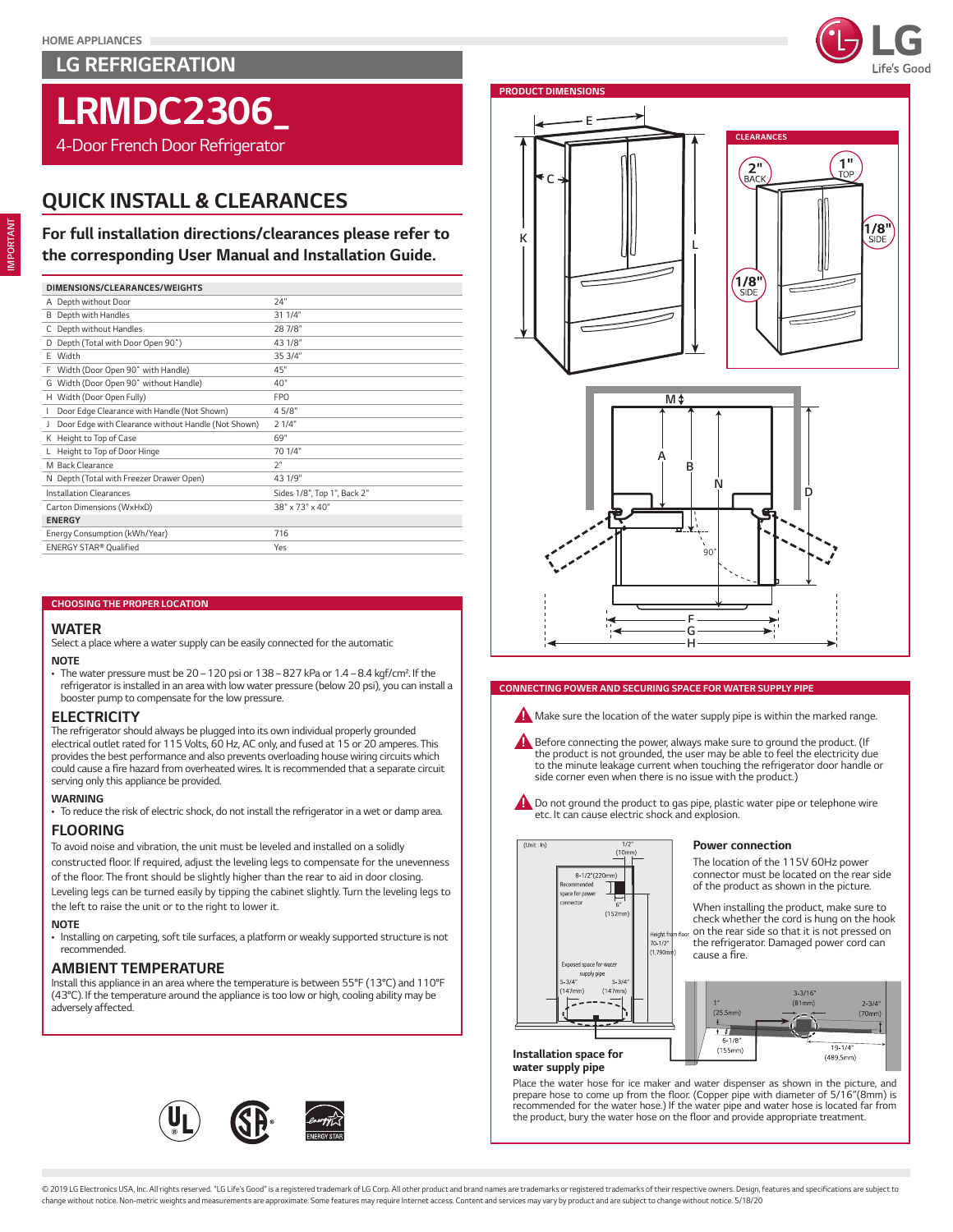HOME APPLIANCES

## LG REFRIGERATION

# LRMDC2306_

4-Door French Door Refrigerator

## QUICK INSTALL & CLEARANCES

**For full installation directions/clearances please refer to the corresponding User Manual and Installation Guide.**

| DIMENSIONS/CLEARANCES/WEIGHTS | |
|---|---|
| A Depth without Door | 24" |
| B Depth with Handles | 31 1/4" |
| C Depth without Handles | 28 7/8" |
| D Depth (Total with Door Open 90˚) | 43 1/8" |
| E Width | 35 3/4" |
| F Width (Door Open 90˚ with Handle) | 45" |
| G Width (Door Open 90˚ without Handle) | 40" |
| H Width (Door Open Fully) | FPO |
| I Door Edge Clearance with Handle (Not Shown) | 4 5/8" |
| J Door Edge with Clearance without Handle (Not Shown) | 2 1/4" |
| K Height to Top of Case | 69" |
| L Height to Top of Door Hinge | 70 1/4" |
| M Back Clearance | 2" |
| N Depth (Total with Freezer Drawer Open) | 43 1/9" |
| Installation Clearances | Sides 1/8", Top 1", Back 2" |
| Carton Dimensions (WxHxD) | 38" x 73" x 40" |
| **ENERGY** | |
| Energy Consumption (kWh/Year) | 716 |
| ENERGY STAR® Qualified | Yes |

### CHOOSING THE PROPER LOCATION

### WATER

Select a place where a water supply can be easily connected for the automatic

**NOTE**

- The water pressure must be 20 – 120 psi or 138 – 827 kPa or 1.4 – 8.4 kgf/cm². If the refrigerator is installed in an area with low water pressure (below 20 psi), you can install a booster pump to compensate for the low pressure.

### ELECTRICITY

The refrigerator should always be plugged into its own individual properly grounded electrical outlet rated for 115 Volts, 60 Hz, AC only, and fused at 15 or 20 amperes. This provides the best performance and also prevents overloading house wiring circuits which could cause a fire hazard from overheated wires. It is recommended that a separate circuit serving only this appliance be provided.

**WARNING**

- To reduce the risk of electric shock, do not install the refrigerator in a wet or damp area.

### FLOORING

To avoid noise and vibration, the unit must be leveled and installed on a solidly constructed floor. If required, adjust the leveling legs to compensate for the unevenness of the floor. The front should be slightly higher than the rear to aid in door closing. Leveling legs can be turned easily by tipping the cabinet slightly. Turn the leveling legs to the left to raise the unit or to the right to lower it.

**NOTE**

- Installing on carpeting, soft tile surfaces, a platform or weakly supported structure is not recommended.

### AMBIENT TEMPERATURE

Install this appliance in an area where the temperature is between 55°F (13°C) and 110°F (43°C). If the temperature around the appliance is too low or high, cooling ability may be adversely affected.

### PRODUCT DIMENSIONS

E
C
K
L

CLEARANCES

2" BACK

1" TOP

1/8" SIDE

1/8" SIDE

M
A
B
N
D
90˚
F
G
H

### CONNECTING POWER AND SECURING SPACE FOR WATER SUPPLY PIPE

Make sure the location of the water supply pipe is within the marked range.

Before connecting the power, always make sure to ground the product. (If the product is not grounded, the user may be able to feel the electricity due to the minute leakage current when touching the refrigerator door handle or side corner even when there is no issue with the product.)

Do not ground the product to gas pipe, plastic water pipe or telephone wire etc. It can cause electric shock and explosion.

(Unit : in)

1/2" (10mm)

8-1/2"(220mm) Recommended space for power connector

6" (152mm)

Height from floor 70-1/2" (1,790mm)

Exposed space for water supply pipe

5-3/4" (147mm)

5-3/4" (147mm)

**Installation space for water supply pipe**

3-3/16" (81mm)

1" (25.5mm)

2-3/4" (70mm)

6-1/8" (155mm)

19-1/4" (489.5mm)

**Power connection**

The location of the 115V 60Hz power connector must be located on the rear side of the product as shown in the picture.

When installing the product, make sure to check whether the cord is hung on the hook on the rear side so that it is not pressed on the refrigerator. Damaged power cord can cause a fire.

Place the water hose for ice maker and water dispenser as shown in the picture, and prepare hose to come up from the floor. (Copper pipe with diameter of 5/16"(8mm) is recommended for the water hose.) If the water pipe and water hose is located far from the product, bury the water hose on the floor and provide appropriate treatment.

© 2019 LG Electronics USA, Inc. All rights reserved. "LG Life's Good" is a registered trademark of LG Corp. All other product and brand names are trademarks or registered trademarks of their respective owners. Design, features and specifications are subject to change without notice. Non-metric weights and measurements are approximate. Some features may require Internet access. Content and services may vary by product and are subject to change without notice. 5/18/20